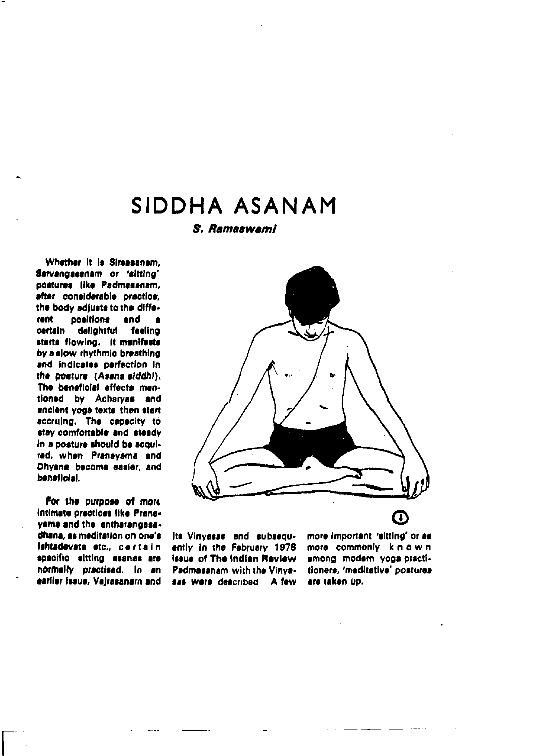# SIDDHA ASANAM

***S. Ramaswami***

Whether it is Sirasasanam, Sarvangasanam or 'sitting' postures like Padmasanam, after considerable practice, the body adjusts to the different positions and a certain delightful feeling starts flowing. It manifests by a slow rhythmic breathing and indicates perfection in the posture (Asana siddhi). The beneficial effects mentioned by Acharyas and ancient yoga texts then start accruing. The capacity to stay comfortable and steady in a posture should be acquired, when Pranayama and Dhyana become easier, and beneficial.

For the purpose of more intimate practices like Pranayama and the antharangasadhana, as meditation on one's Ishtadevata etc., certain specific sitting asanas are normally practised. In an earlier issue, Vajrasanam and its Vinyasas and subsequently in the February 1978 issue of The Indian Review Padmasanam with the Vinyasas were described. A few more important 'sitting' or as more commonly known among modern yoga practitioners, 'meditative' postures are taken up.

1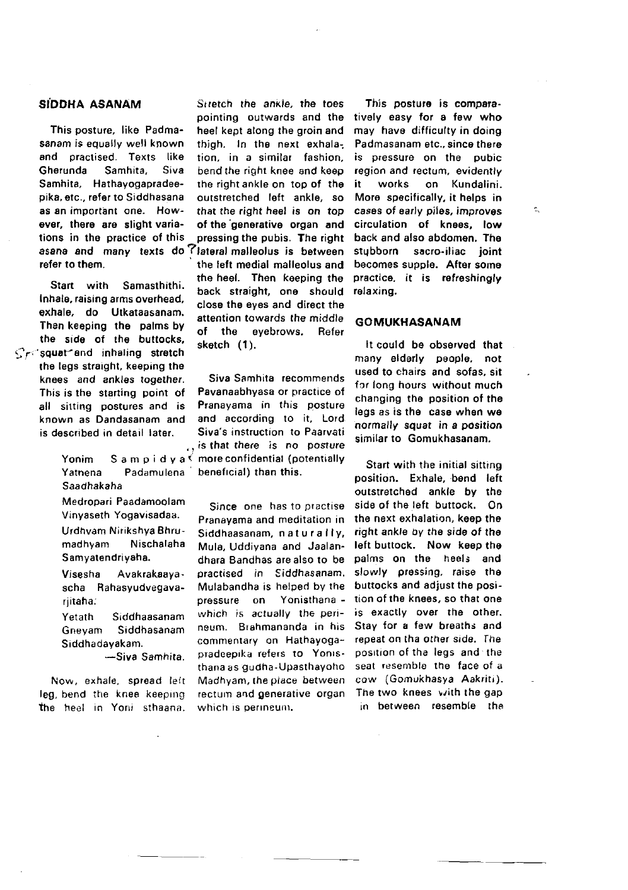## SIDDHA ASANAM

This posture, like Padmasanam is equally well known and practised. Texts like Gherunda Samhita, Siva Samhita, Hathayogapradeepika, etc., refer to Siddhasana as an important one. However, there are slight variations in the practice of this asana and many texts do refer to them.

Start with Samasthithi. Inhale, raising arms overhead, exhale, do Utkataasanam. Then keeping the palms by the side of the buttocks, squat and inhaling stretch the legs straight, keeping the knees and ankles together. This is the starting point of all sitting postures and is known as Dandasanam and is described in detail later.

> Yonim Sampidya Yatnena Padamulena Saadhakaha
>
> Medropari Paadamoolam Vinyaseth Yogavisadaa.
>
> Urdhvam Nirikshya Bhrumadhyam Nischalaha Samyatendriyaha.
>
> Visesha Avakrakaayascha Rahasyudvegavarjitaha.
>
> Yetath Siddhaasanam Gneyam Siddhasanam Siddhadayakam.
>
> —Siva Samhita.

Now, exhale, spread left leg, bend the knee keeping the heel in Yoni sthaana. Stretch the ankle, the toes pointing outwards and the heel kept along the groin and thigh. In the next exhalation, in a similar fashion, bend the right knee and keep the right ankle on top of the outstretched left ankle, so that the right heel is on top of the generative organ and pressing the pubis. The right lateral malleolus is between the left medial malleolus and the heel. Then keeping the back straight, one should close the eyes and direct the attention towards the middle of the eyebrows. Refer sketch (1).

Siva Samhita recommends Pavanaabhyasa or practice of Pranayama in this posture and according to it, Lord Siva's instruction to Paarvati is that there is no posture more confidential (potentially beneficial) than this.

Since one has to practise Pranayama and meditation in Siddhaasanam, naturally, Mula, Uddiyana and Jaalandhara Bandhas are also to be practised in Siddhasanam. Mulabandha is helped by the pressure on Yonisthana - which is actually the perineum. Brahmananda in his commentary on Hathayogapradeepika refers to Yonisthana as gudha-Upasthayoho Madhyam, the place between rectum and generative organ which is perineum.

This posture is comparatively easy for a few who may have difficulty in doing Padmasanam etc., since there is pressure on the pubic region and rectum, evidently it works on Kundalini. More specifically, it helps in cases of early piles, improves circulation of knees, low back and also abdomen. The stubborn sacro-iliac joint becomes supple. After some practice, it is refreshingly relaxing.

## GOMUKHASANAM

It could be observed that many elderly people, not used to chairs and sofas, sit for long hours without much changing the position of the legs as is the case when we normally squat in a position similar to Gomukhasanam.

Start with the initial sitting position. Exhale, bend left outstretched ankle by the side of the left buttock. On the next exhalation, keep the right ankle by the side of the left buttock. Now keep the palms on the heels and slowly pressing, raise the buttocks and adjust the position of the knees, so that one is exactly over the other. Stay for a few breaths and repeat on the other side. The position of the legs and the seat resemble the face of a cow (Gomukhasya Aakriti). The two knees with the gap in between resemble the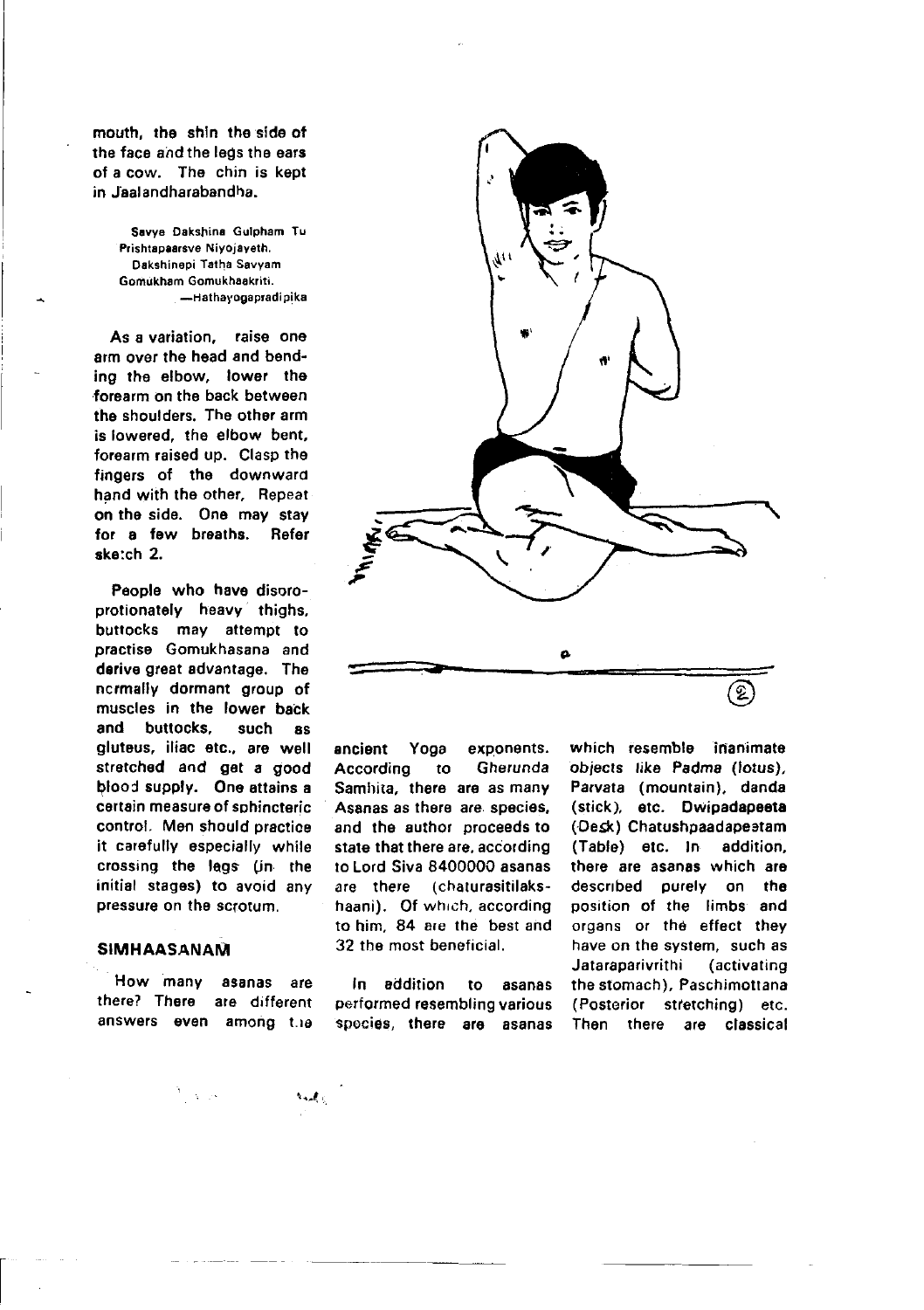mouth, the shin the side of the face and the legs the ears of a cow. The chin is kept in Jaalandharabandha.

> Savya Dakshina Gulpham Tu
> Prishtapaarsve Niyojayeth.
> Dakshinepi Tatha Savyam
> Gomukham Gomukhaakriti.
> —Hathayogapradipika

As a variation, raise one arm over the head and bending the elbow, lower the forearm on the back between the shoulders. The other arm is lowered, the elbow bent, forearm raised up. Clasp the fingers of the downward hand with the other. Repeat on the side. One may stay for a few breaths. Refer sketch 2.

People who have disproportionately heavy thighs, buttocks may attempt to practise Gomukhasana and derive great advantage. The normally dormant group of muscles in the lower back and buttocks, such as gluteus, iliac etc., are well stretched and get a good blood supply. One attains a certain measure of sphincteric control. Men should practice it carefully especially while crossing the legs (in the initial stages) to avoid any pressure on the scrotum.

## SIMHAASANAM

How many asanas are there? There are different answers even among the ancient Yoga exponents. According to Gherunda Samhita, there are as many Asanas as there are species, and the author proceeds to state that there are, according to Lord Siva 8400000 asanas are there (chaturasitilakshaani). Of which, according to him, 84 are the best and 32 the most beneficial.

In addition to asanas performed resembling various species, there are asanas which resemble inanimate objects like Padma (lotus), Parvata (mountain), danda (stick), etc. Dwipadapeeta (Desk) Chatushpaadapeetam (Table) etc. In addition, there are asanas which are described purely on the position of the limbs and organs or the effect they have on the system, such as Jataraparivrithi (activating the stomach), Paschimottana (Posterior stretching) etc. Then there are classical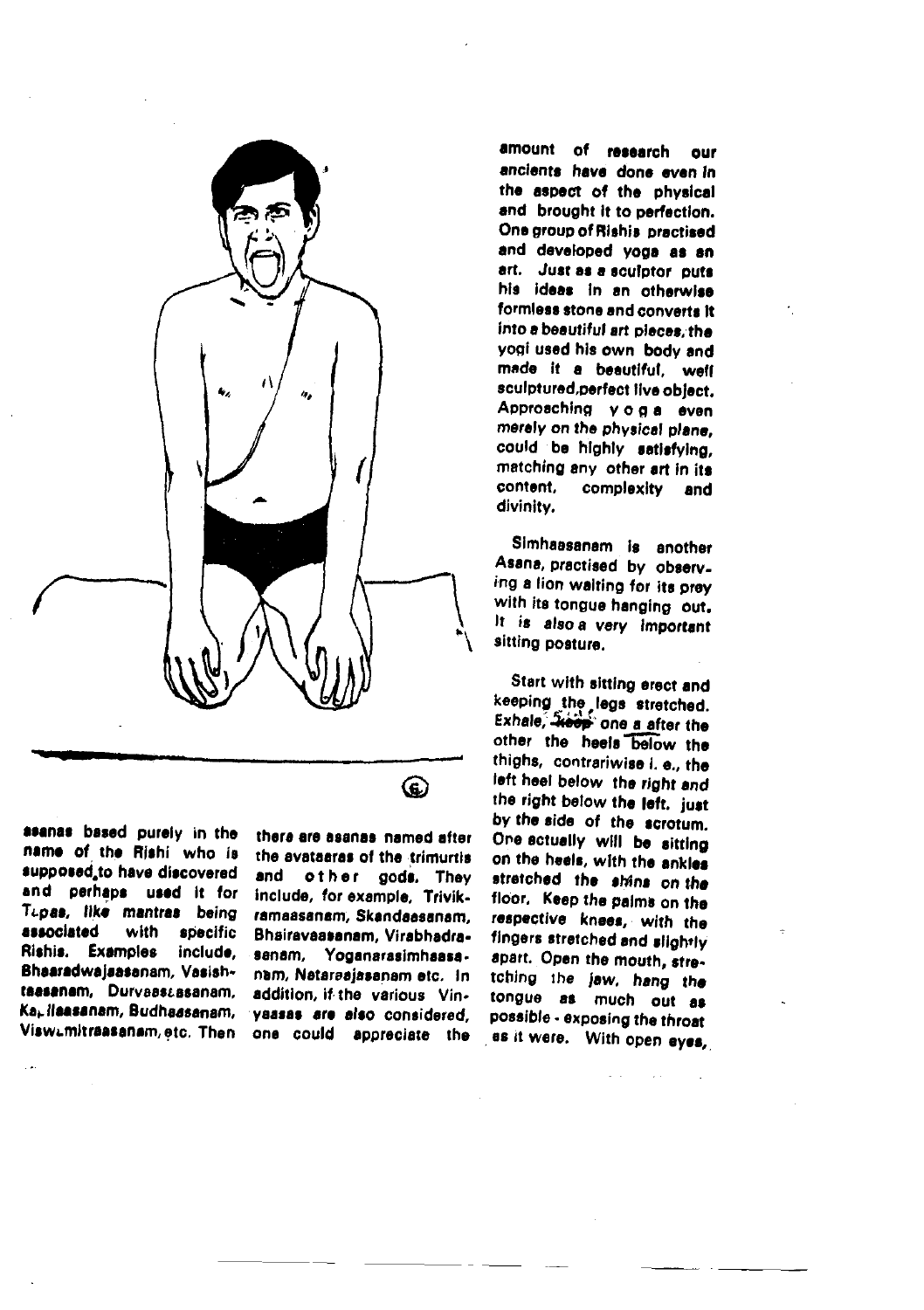asanas based purely in the name of the Rishi who is supposed to have discovered and perhaps used it for Tapas, like mantras being associated with specific Rishis. Examples include, Bharadwajaasanam, Vasishtaasanam, Durvaasaasanam, Kapilaasanam, Budhaasanam, Viswamitraasanam, etc. Then there are asanas named after the avataras of the trimurtis and other gods. They include, for example, Trivikramaasanam, Skandaasanam, Bhairavaasanam, Virabhadrasanam, Yoganarasimhaasanam, Nataraajasanam etc. In addition, if the various Vinyasas are also considered, one could appreciate the amount of research our ancients have done even in the aspect of the physical and brought it to perfection. One group of Rishis practised and developed yoga as an art. Just as a sculptor puts his ideas in an otherwise formless stone and converts it into a beautiful art pieces, the yogi used his own body and made it a beautiful, well sculptured, perfect live object. Approaching y o g a even merely on the physical plane, could be highly satisfying, matching any other art in its content, complexity and divinity.

Simhaasanam is another Asana, practised by observing a lion waiting for its prey with its tongue hanging out. It is also a very important sitting posture.

Start with sitting erect and keeping the legs stretched. Exhale, Shift one a after the other the heels below the thighs, contrariwise i. e., the left heel below the right and the right below the left, just by the side of the scrotum. One actually will be sitting on the heels, with the ankles stretched the shins on the floor. Keep the palms on the respective knees, with the fingers stretched and slightly apart. Open the mouth, stretching the jaw, hang the tongue as much out as possible - exposing the throat as it were. With open eyes,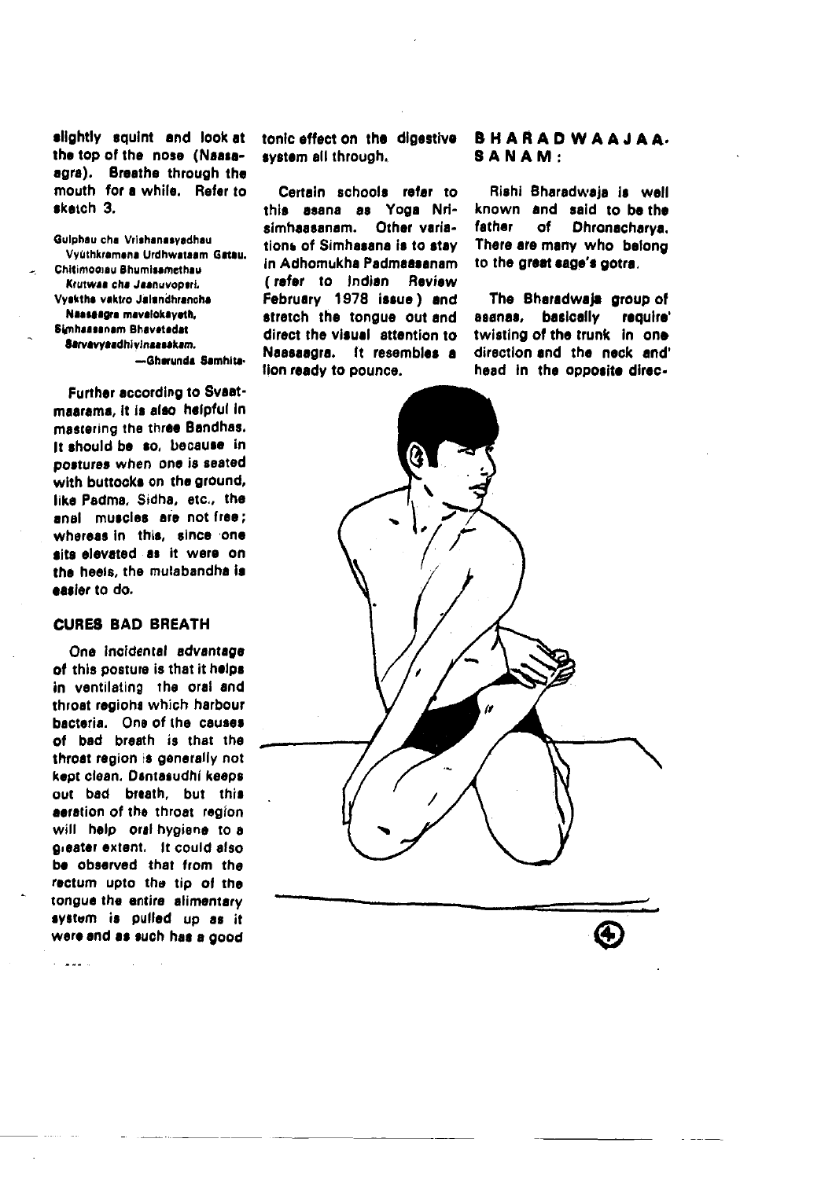slightly squint and look at the top of the nose (Naasa-agra). Breathe through the mouth for a while. Refer to sketch 3.

Gulphau cha Vrishanasyadhau
Vyuthkramena Urdhwataam Gatau.
Chitimooiau Bhumisamethau
Krutwaa cha Jaanuvopari.
Vyakthe vaktro Jalandhrancha
Naasaagra mavalokayeth,
Simhaasanam Bhavetadat
Sarvavyaadhivinaasakam.
—Gherunda Samhita

Further according to Svaatmaarama, it is also helpful in mastering the three Bandhas. It should be so, because in postures when one is seated with buttocks on the ground, like Padma, Sidha, etc., the anal muscles are not free; whereas in this, since one sits elevated as it were on the heels, the mulabandha is easier to do.

## CURES BAD BREATH

One incidental advantage of this posture is that it helps in ventilating the oral and throat regions which harbour bacteria. One of the causes of bad breath is that the throat region is generally not kept clean. Dantasudhi keeps out bad breath, but this aeration of the throat region will help oral hygiene to a greater extent. It could also be observed that from the rectum upto the tip of the tongue the entire alimentary system is pulled up as it were and as such has a good tonic effect on the digestive system all through.

Certain schools refer to this asana as Yoga Nrisimhaasanam. Other variations of Simhasana is to stay in Adhomukha Padmaasanam (refer to Indian Review February 1978 issue) and stretch the tongue out and direct the visual attention to Naasaagra. It resembles a lion ready to pounce.

## BHARADWAAJAASANAM:

Rishi Bharadwaja is well known and said to be the father of Dhronacharya. There are many who belong to the great sage's gotra.

The Bharadwaja group of asanas, basically require twisting of the trunk in one direction and the neck and head in the opposite direc-

4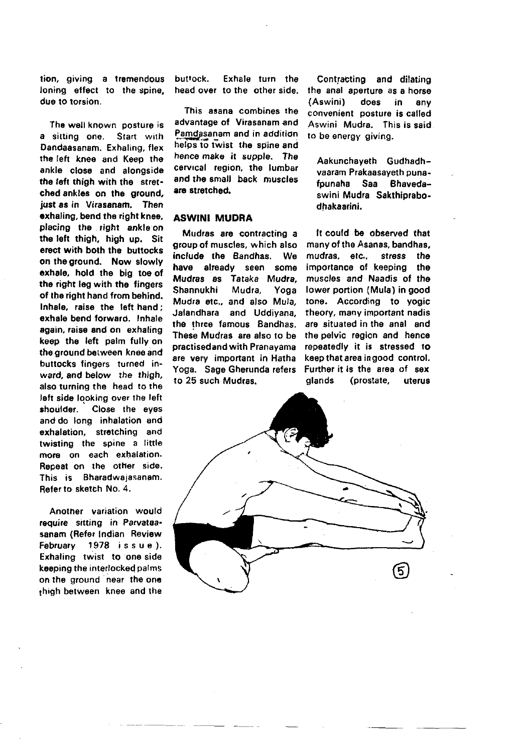tion, giving a tremendous loning effect to the spine, due to torsion.

The well known posture is a sitting one. Start with Dandaasanam. Exhaling, flex the left knee and Keep the ankle close and alongside the left thigh with the stretched ankles on the ground, just as in Virasanam. Then exhaling, bend the right knee, placing the right ankle on the left thigh, high up. Sit erect with both the buttocks on the ground. Now slowly exhale, hold the big toe of the right leg with the fingers of the right hand from behind. Inhale, raise the left hand; exhale bend forward. Inhale again, raise and on exhaling keep the left palm fully on the ground between knee and buttocks fingers turned inward, and below the thigh, also turning the head to the left side looking over the left shoulder. Close the eyes and do long inhalation and exhalation, stretching and twisting the spine a little more on each exhalation. Repeat on the other side. This is Bharadwajasanam. Refer to sketch No. 4.

Another variation would require sitting in Parvataasanam (Refer Indian Review February 1978 issue). Exhaling twist to one side keeping the interlocked palms on the ground near the one thigh between knee and the buttock. Exhale turn the head over to the other side.

This asana combines the advantage of Virasanam and Pamdasanam and in addition helps to twist the spine and hence make it supple. The cervical region, the lumbar and the small back muscles are stretched.

## ASWINI MUDRA

Mudras are contracting a group of muscles, which also include the Bandhas. We have already seen some Mudras as Tataka Mudra, Shannukhi Mudra, Yoga Mudra etc., and also Mula, Jalandhara and Uddiyana, the three famous Bandhas. These Mudras are also to be practised and with Pranayama are very important in Hatha Yoga. Sage Gherunda refers to 25 such Mudras.

Contracting and dilating the anal aperture as a horse (Aswini) does in any convenient posture is called Aswini Mudra. This is said to be energy giving.

> **Aakunchayeth Gudhadhvaaram Prakaasayeth punafpunaha Saa Bhavedaswini Mudra Sakthiprabodhakaarini.**

It could be observed that many of the Asanas, bandhas, mudras, etc., stress the importance of keeping the muscles and Naadis of the lower portion (Mula) in good tone. According to yogic theory, many important nadis are situated in the anal and the pelvic region and hence repeatedly it is stressed to keep that area in good control. Further it is the area of sex glands (prostate, uterus

(5)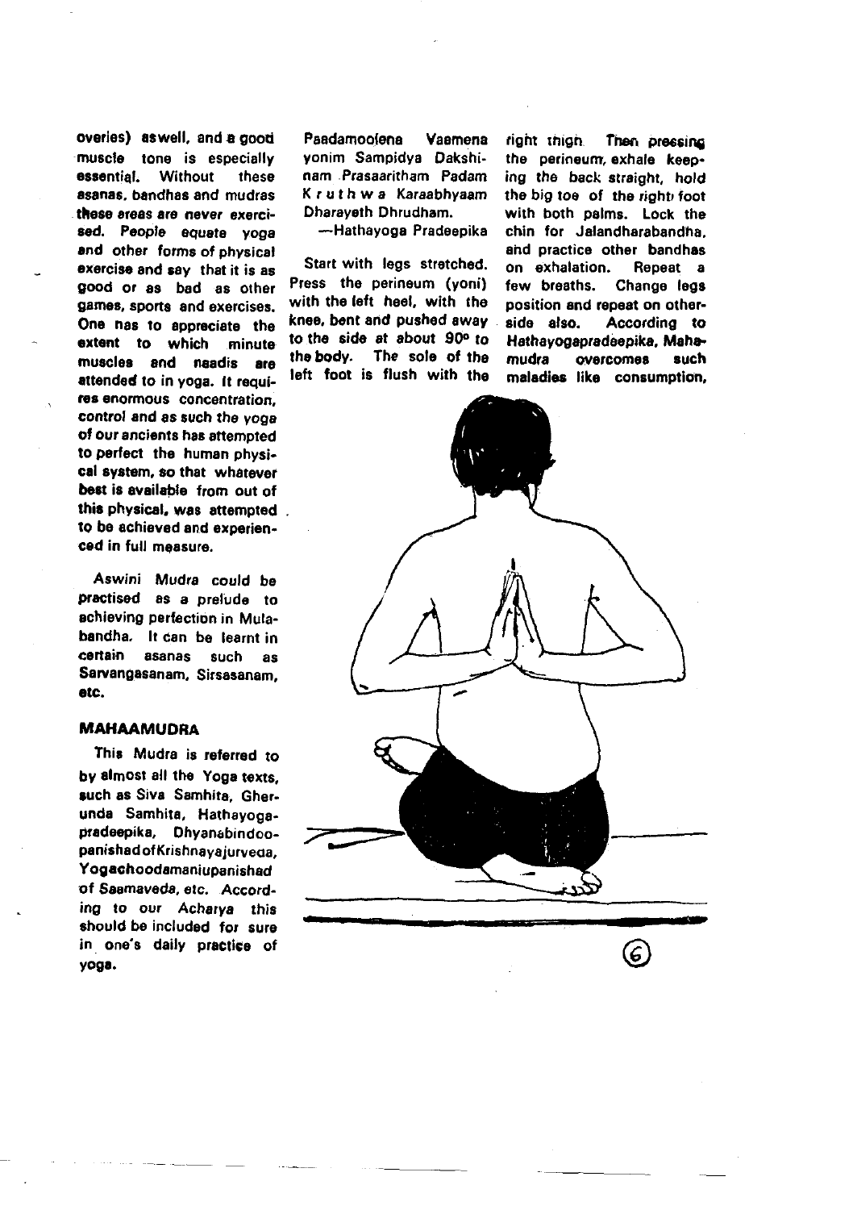overies) aswell, and a good muscle tone is especially essential. Without these asanas, bandhas and mudras these areas are never exercised. People equate yoga and other forms of physical exercise and say that it is as good or as bad as other games, sports and exercises. One has to appreciate the extent to which minute muscles and naadis are attended to in yoga. It requires enormous concentration, control and as such the yoga of our ancients has attempted to perfect the human physical system, so that whatever best is available from out of this physical, was attempted to be achieved and experienced in full measure.

Aswini Mudra could be practised as a prelude to achieving perfection in Mulabandha. It can be learnt in certain asanas such as Sarvangasanam, Sirsasanam, etc.

## MAHAAMUDRA

This Mudra is referred to by almost all the Yoga texts, such as Siva Samhita, Gherunda Samhita, Hathayogapradeepika, Dhyanabindoopanishad of Krishnayajurveda, Yogachoodamaniupanishad of Saamaveda, etc. According to our Acharya this should be included for sure in one's daily practice of yoga.

Paadamoolena Vaamena yonim Sampidya Dakshinam Prasaaritham Padam Kruthwa Karaabhyaam Dharayeth Dhrudham.

—Hathayoga Pradeepika

Start with legs stretched. Press the perineum (yoni) with the left heel, with the knee, bent and pushed away to the side at about 90° to the body. The sole of the left foot is flush with the right thigh. Then pressing the perineum, exhale keeping the back straight, hold the big toe of the right foot with both palms. Lock the chin for Jalandharabandha, and practice other bandhas on exhalation. Repeat a few breaths. Change legs position and repeat on other side also. According to Hathayogapradeepika, Mahamudra overcomes such maladies like consumption,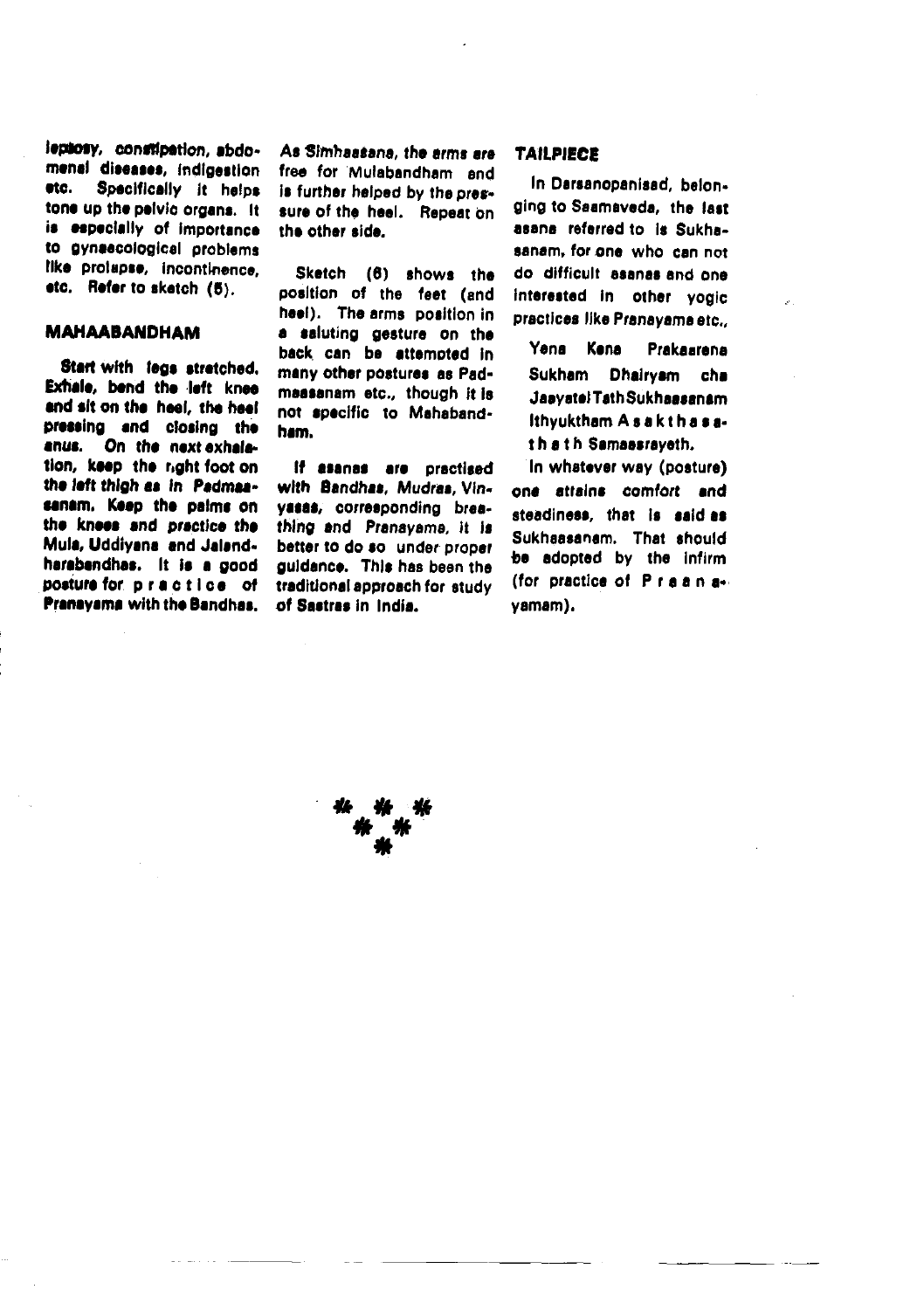leprosy, constipation, abdomenal diseases, indigestion etc. Specifically it helps tone up the pelvic organs. It is especially of importance to gynaecological problems like prolapse, incontinence, etc. Refer to sketch (5).

## MAHAABANDHAM

Start with legs stretched. Exhale, bend the left knee and sit on the heel, the heel pressing and closing the anus. On the next exhalation, keep the right foot on the left thigh as in Padmaasanam. Keep the palms on the knees and practice the Mula, Uddiyana and Jalandharabandhas. It is a good posture for practice of Pranayama with the Bandhas. As Simhaasana, the arms are free for Mulabandham and is further helped by the pressure of the heel. Repeat on the other side.

Sketch (6) shows the position of the feet (and heel). The arms position in a saluting gesture on the back can be attemoted in many other postures as Padmaasanam etc., though it is not specific to Mahabandham.

If asanas are practised with Bandhas, Mudras, Vinyasas, corresponding breathing and Pranayama, it is better to do so under proper guidance. This has been the traditional approach for study of Sastras in India.

## TAILPIECE

In Darsanopanisad, belonging to Saamaveda, the last asana referred to is Sukhasanam, for one who can not do difficult asanas and one interested in other yogic practices like Pranayama etc.,

Yena Kena Prakaarena
Sukham Dhairyam cha
Jaayate! Tath Sukhaasanam
Ithyuktham A s a k t h a s a t h a t h Samaasrayeth.

In whatever way (posture) one attains comfort and steadiness, that is said as Sukhaasanam. That should be adopted by the infirm (for practice of P r a a n a yamam).

\* \* \*
\* \*
\*